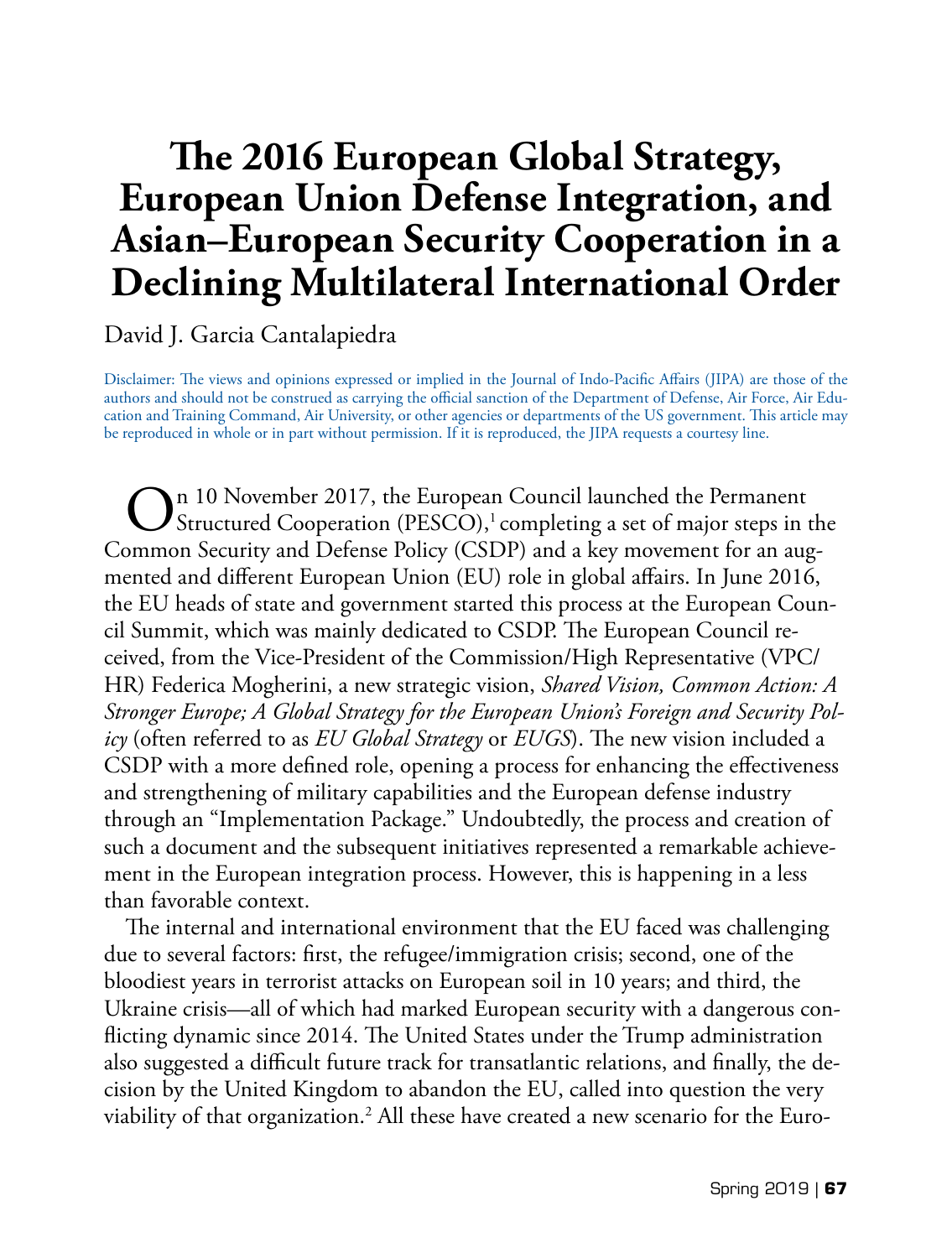# The 2016 European Global Strategy, European Union Defense Integration, and Asian–European Security Cooperation in a Declining Multilateral International Order

David J. Garcia Cantalapiedra

Disclaimer: The views and opinions expressed or implied in the Journal of Indo-Pacific Affairs (JIPA) are those of the authors and should not be construed as carrying the official sanction of the Department of Defense, Air Force, Air Education and Training Command, Air University, or other agencies or departments of the US government. This article may be reproduced in whole or in part without permission. If it is reproduced, the JIPA requests a courtesy line.

On 10 November 2017, the European Council launched the Permanent Structured Cooperation (PESCO),[1] completing a set of major steps in the Common Security and Defense Policy (CSDP) and a key movement for an augmented and different European Union (EU) role in global affairs. In June 2016, the EU heads of state and government started this process at the European Council Summit, which was mainly dedicated to CSDP. The European Council received, from the Vice-President of the Commission/High Representative (VPC/HR) Federica Mogherini, a new strategic vision, *Shared Vision, Common Action: A Stronger Europe; A Global Strategy for the European Union's Foreign and Security Policy* (often referred to as *EU Global Strategy* or *EUGS*). The new vision included a CSDP with a more defined role, opening a process for enhancing the effectiveness and strengthening of military capabilities and the European defense industry through an "Implementation Package." Undoubtedly, the process and creation of such a document and the subsequent initiatives represented a remarkable achievement in the European integration process. However, this is happening in a less than favorable context.

The internal and international environment that the EU faced was challenging due to several factors: first, the refugee/immigration crisis; second, one of the bloodiest years in terrorist attacks on European soil in 10 years; and third, the Ukraine crisis—all of which had marked European security with a dangerous conflicting dynamic since 2014. The United States under the Trump administration also suggested a difficult future track for transatlantic relations, and finally, the decision by the United Kingdom to abandon the EU, called into question the very viability of that organization.[2] All these have created a new scenario for the Euro-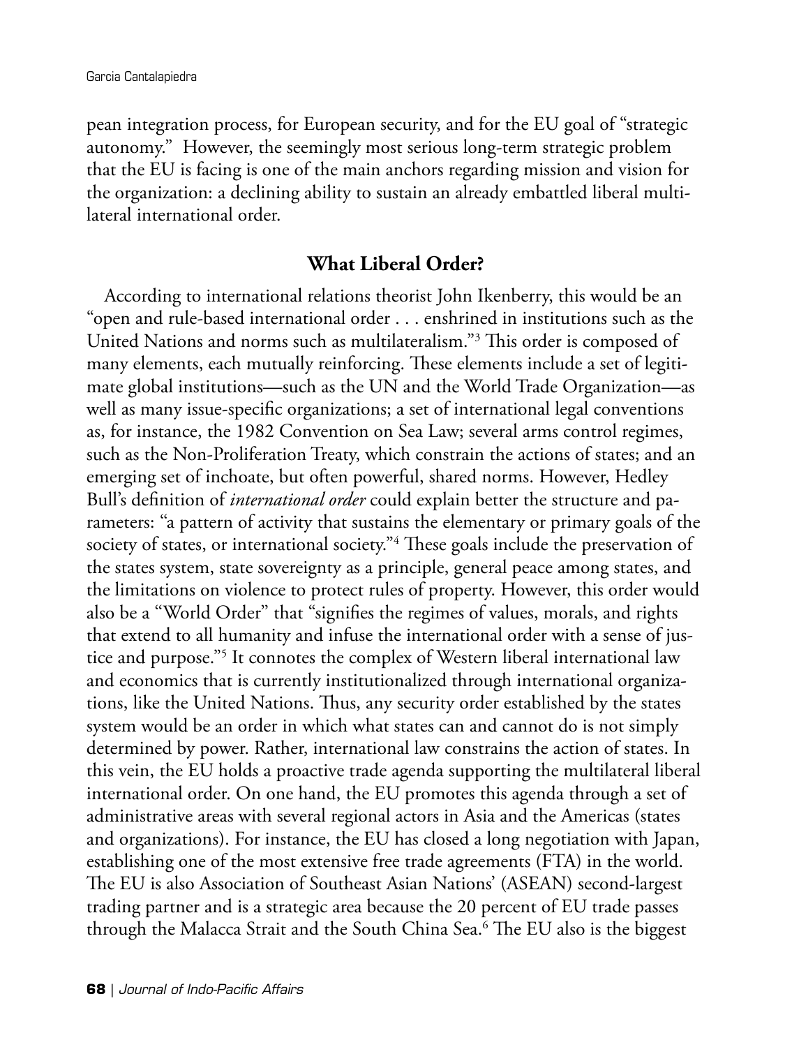pean integration process, for European security, and for the EU goal of "strategic autonomy." However, the seemingly most serious long-term strategic problem that the EU is facing is one of the main anchors regarding mission and vision for the organization: a declining ability to sustain an already embattled liberal multilateral international order.

## What Liberal Order?

According to international relations theorist John Ikenberry, this would be an "open and rule-based international order . . . enshrined in institutions such as the United Nations and norms such as multilateralism."[3] This order is composed of many elements, each mutually reinforcing. These elements include a set of legitimate global institutions—such as the UN and the World Trade Organization—as well as many issue-specific organizations; a set of international legal conventions as, for instance, the 1982 Convention on Sea Law; several arms control regimes, such as the Non-Proliferation Treaty, which constrain the actions of states; and an emerging set of inchoate, but often powerful, shared norms. However, Hedley Bull's definition of *international order* could explain better the structure and parameters: "a pattern of activity that sustains the elementary or primary goals of the society of states, or international society."[4] These goals include the preservation of the states system, state sovereignty as a principle, general peace among states, and the limitations on violence to protect rules of property. However, this order would also be a "World Order" that "signifies the regimes of values, morals, and rights that extend to all humanity and infuse the international order with a sense of justice and purpose."[5] It connotes the complex of Western liberal international law and economics that is currently institutionalized through international organizations, like the United Nations. Thus, any security order established by the states system would be an order in which what states can and cannot do is not simply determined by power. Rather, international law constrains the action of states. In this vein, the EU holds a proactive trade agenda supporting the multilateral liberal international order. On one hand, the EU promotes this agenda through a set of administrative areas with several regional actors in Asia and the Americas (states and organizations). For instance, the EU has closed a long negotiation with Japan, establishing one of the most extensive free trade agreements (FTA) in the world. The EU is also Association of Southeast Asian Nations' (ASEAN) second-largest trading partner and is a strategic area because the 20 percent of EU trade passes through the Malacca Strait and the South China Sea.[6] The EU also is the biggest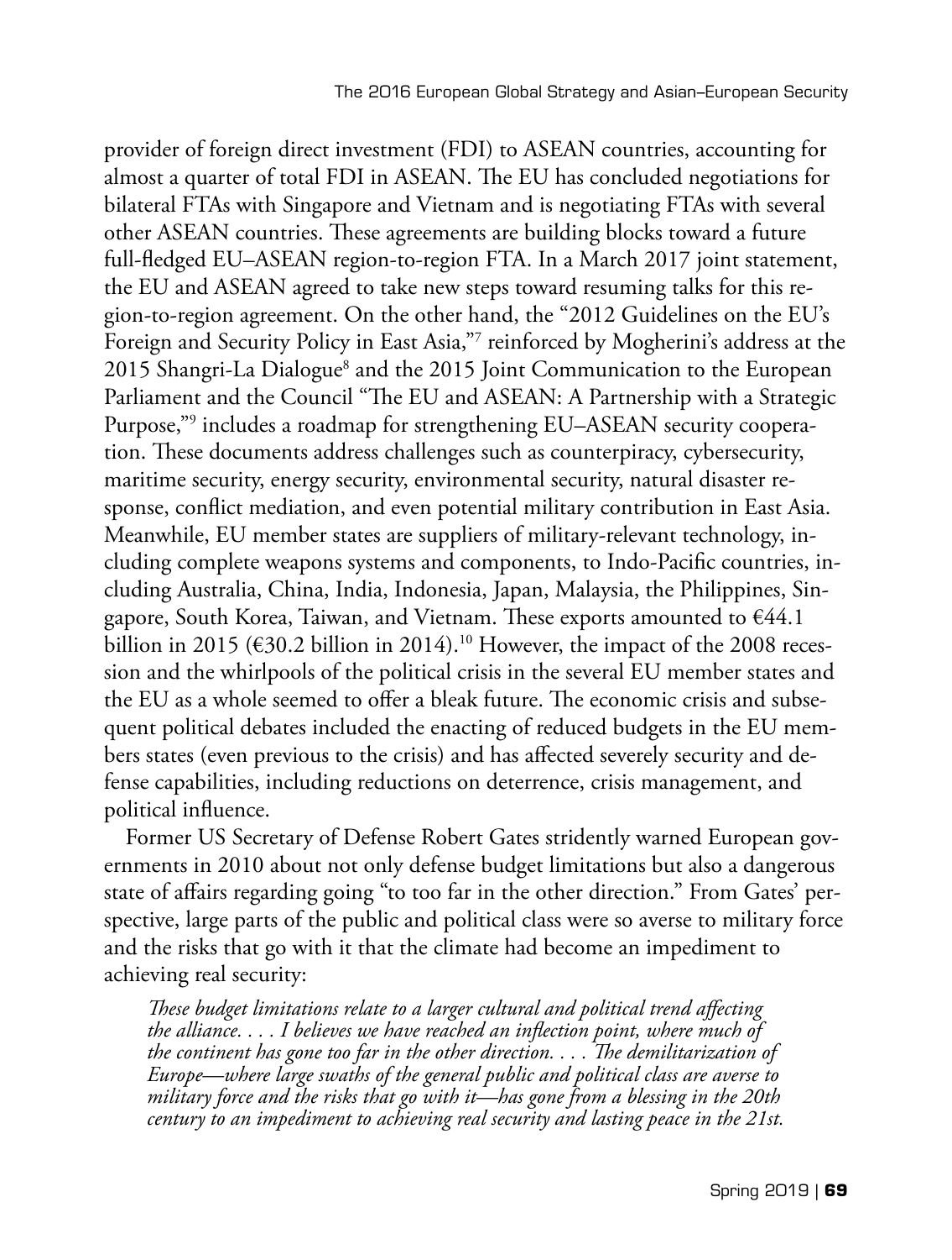provider of foreign direct investment (FDI) to ASEAN countries, accounting for almost a quarter of total FDI in ASEAN. The EU has concluded negotiations for bilateral FTAs with Singapore and Vietnam and is negotiating FTAs with several other ASEAN countries. These agreements are building blocks toward a future full-fledged EU–ASEAN region-to-region FTA. In a March 2017 joint statement, the EU and ASEAN agreed to take new steps toward resuming talks for this region-to-region agreement. On the other hand, the "2012 Guidelines on the EU's Foreign and Security Policy in East Asia,"[7] reinforced by Mogherini's address at the 2015 Shangri-La Dialogue[8] and the 2015 Joint Communication to the European Parliament and the Council "The EU and ASEAN: A Partnership with a Strategic Purpose,"[9] includes a roadmap for strengthening EU–ASEAN security cooperation. These documents address challenges such as counterpiracy, cybersecurity, maritime security, energy security, environmental security, natural disaster response, conflict mediation, and even potential military contribution in East Asia. Meanwhile, EU member states are suppliers of military-relevant technology, including complete weapons systems and components, to Indo-Pacific countries, including Australia, China, India, Indonesia, Japan, Malaysia, the Philippines, Singapore, South Korea, Taiwan, and Vietnam. These exports amounted to €44.1 billion in 2015 (€30.2 billion in 2014).[10] However, the impact of the 2008 recession and the whirlpools of the political crisis in the several EU member states and the EU as a whole seemed to offer a bleak future. The economic crisis and subsequent political debates included the enacting of reduced budgets in the EU members states (even previous to the crisis) and has affected severely security and defense capabilities, including reductions on deterrence, crisis management, and political influence.

Former US Secretary of Defense Robert Gates stridently warned European governments in 2010 about not only defense budget limitations but also a dangerous state of affairs regarding going "to too far in the other direction." From Gates' perspective, large parts of the public and political class were so averse to military force and the risks that go with it that the climate had become an impediment to achieving real security:

> *These budget limitations relate to a larger cultural and political trend affecting the alliance. . . . I believes we have reached an inflection point, where much of the continent has gone too far in the other direction. . . . The demilitarization of Europe—where large swaths of the general public and political class are averse to military force and the risks that go with it—has gone from a blessing in the 20th century to an impediment to achieving real security and lasting peace in the 21st.*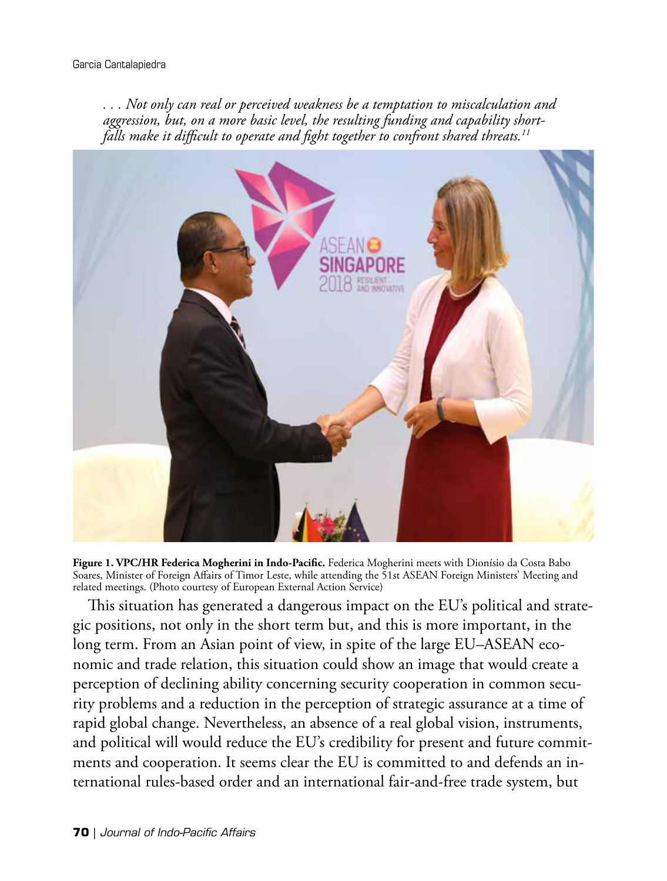*. . . Not only can real or perceived weakness be a temptation to miscalculation and aggression, but, on a more basic level, the resulting funding and capability shortfalls make it difficult to operate and fight together to confront shared threats.*[11]

**Figure 1. VPC/HR Federica Mogherini in Indo-Pacific.** Federica Mogherini meets with Dionísio da Costa Babo Soares, Minister of Foreign Affairs of Timor Leste, while attending the 51st ASEAN Foreign Ministers' Meeting and related meetings. (Photo courtesy of European External Action Service)

This situation has generated a dangerous impact on the EU's political and strategic positions, not only in the short term but, and this is more important, in the long term. From an Asian point of view, in spite of the large EU–ASEAN economic and trade relation, this situation could show an image that would create a perception of declining ability concerning security cooperation in common security problems and a reduction in the perception of strategic assurance at a time of rapid global change. Nevertheless, an absence of a real global vision, instruments, and political will would reduce the EU's credibility for present and future commitments and cooperation. It seems clear the EU is committed to and defends an international rules-based order and an international fair-and-free trade system, but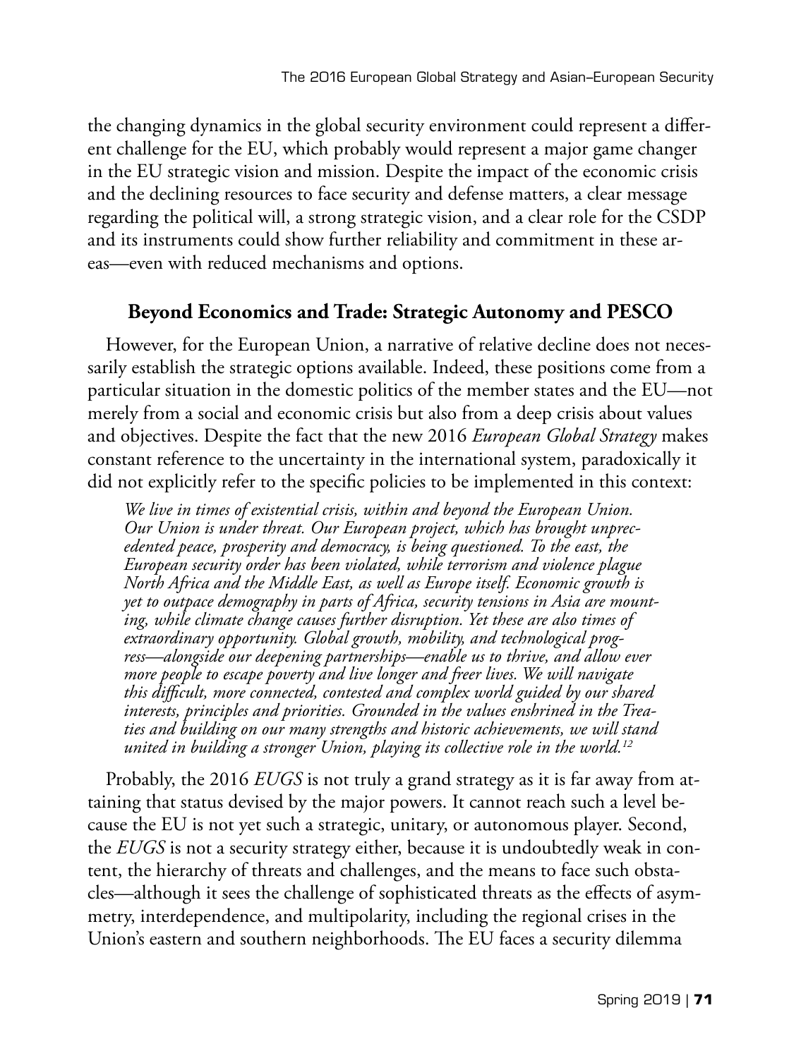the changing dynamics in the global security environment could represent a different challenge for the EU, which probably would represent a major game changer in the EU strategic vision and mission. Despite the impact of the economic crisis and the declining resources to face security and defense matters, a clear message regarding the political will, a strong strategic vision, and a clear role for the CSDP and its instruments could show further reliability and commitment in these areas—even with reduced mechanisms and options.

## Beyond Economics and Trade: Strategic Autonomy and PESCO

However, for the European Union, a narrative of relative decline does not necessarily establish the strategic options available. Indeed, these positions come from a particular situation in the domestic politics of the member states and the EU—not merely from a social and economic crisis but also from a deep crisis about values and objectives. Despite the fact that the new 2016 *European Global Strategy* makes constant reference to the uncertainty in the international system, paradoxically it did not explicitly refer to the specific policies to be implemented in this context:

> *We live in times of existential crisis, within and beyond the European Union. Our Union is under threat. Our European project, which has brought unprecedented peace, prosperity and democracy, is being questioned. To the east, the European security order has been violated, while terrorism and violence plague North Africa and the Middle East, as well as Europe itself. Economic growth is yet to outpace demography in parts of Africa, security tensions in Asia are mounting, while climate change causes further disruption. Yet these are also times of extraordinary opportunity. Global growth, mobility, and technological progress—alongside our deepening partnerships—enable us to thrive, and allow ever more people to escape poverty and live longer and freer lives. We will navigate this difficult, more connected, contested and complex world guided by our shared interests, principles and priorities. Grounded in the values enshrined in the Treaties and building on our many strengths and historic achievements, we will stand united in building a stronger Union, playing its collective role in the world.*[12]

Probably, the 2016 *EUGS* is not truly a grand strategy as it is far away from attaining that status devised by the major powers. It cannot reach such a level because the EU is not yet such a strategic, unitary, or autonomous player. Second, the *EUGS* is not a security strategy either, because it is undoubtedly weak in content, the hierarchy of threats and challenges, and the means to face such obstacles—although it sees the challenge of sophisticated threats as the effects of asymmetry, interdependence, and multipolarity, including the regional crises in the Union's eastern and southern neighborhoods. The EU faces a security dilemma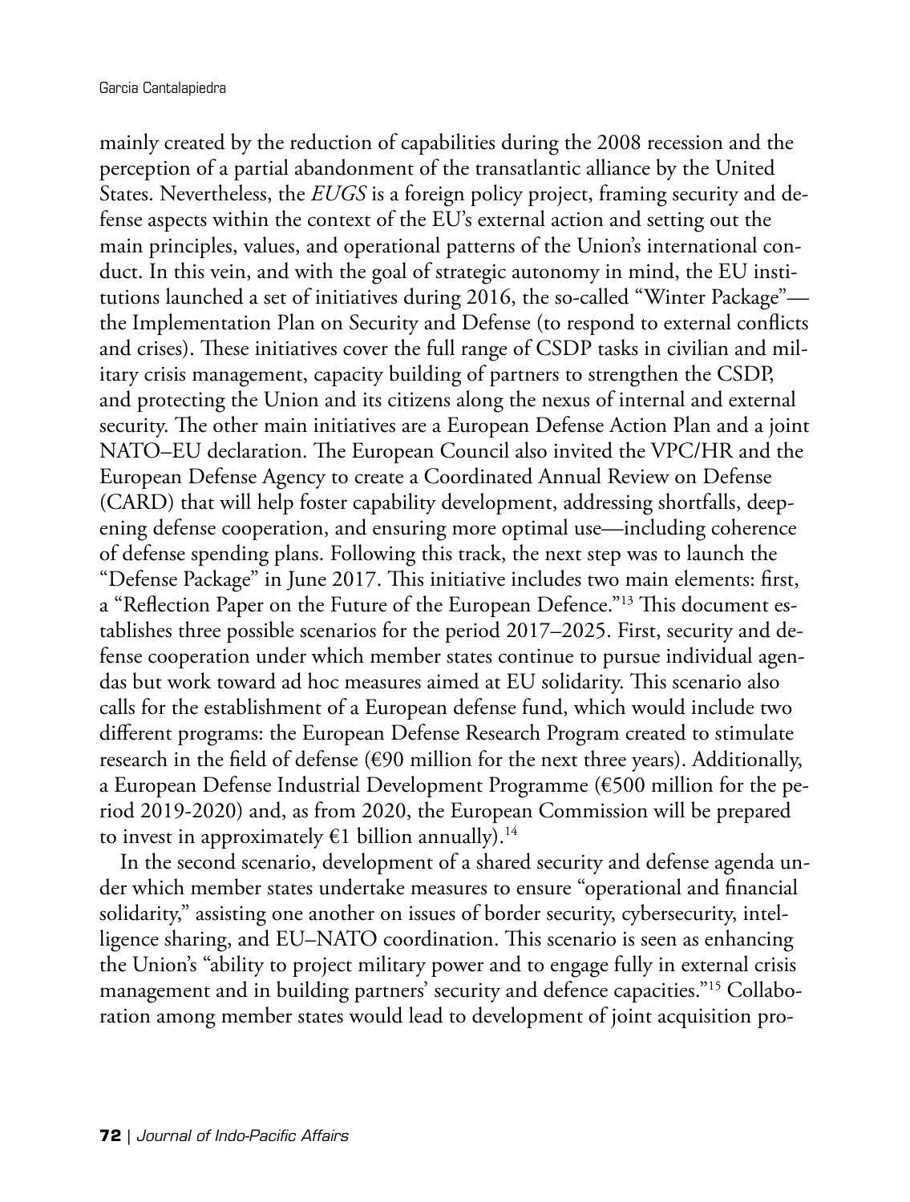mainly created by the reduction of capabilities during the 2008 recession and the perception of a partial abandonment of the transatlantic alliance by the United States. Nevertheless, the *EUGS* is a foreign policy project, framing security and defense aspects within the context of the EU's external action and setting out the main principles, values, and operational patterns of the Union's international conduct. In this vein, and with the goal of strategic autonomy in mind, the EU institutions launched a set of initiatives during 2016, the so-called "Winter Package"—the Implementation Plan on Security and Defense (to respond to external conflicts and crises). These initiatives cover the full range of CSDP tasks in civilian and military crisis management, capacity building of partners to strengthen the CSDP, and protecting the Union and its citizens along the nexus of internal and external security. The other main initiatives are a European Defense Action Plan and a joint NATO–EU declaration. The European Council also invited the VPC/HR and the European Defense Agency to create a Coordinated Annual Review on Defense (CARD) that will help foster capability development, addressing shortfalls, deepening defense cooperation, and ensuring more optimal use—including coherence of defense spending plans. Following this track, the next step was to launch the "Defense Package" in June 2017. This initiative includes two main elements: first, a "Reflection Paper on the Future of the European Defence."[13] This document establishes three possible scenarios for the period 2017–2025. First, security and defense cooperation under which member states continue to pursue individual agendas but work toward ad hoc measures aimed at EU solidarity. This scenario also calls for the establishment of a European defense fund, which would include two different programs: the European Defense Research Program created to stimulate research in the field of defense (€90 million for the next three years). Additionally, a European Defense Industrial Development Programme (€500 million for the period 2019-2020) and, as from 2020, the European Commission will be prepared to invest in approximately €1 billion annually).[14]

In the second scenario, development of a shared security and defense agenda under which member states undertake measures to ensure "operational and financial solidarity," assisting one another on issues of border security, cybersecurity, intelligence sharing, and EU–NATO coordination. This scenario is seen as enhancing the Union's "ability to project military power and to engage fully in external crisis management and in building partners' security and defence capacities."[15] Collaboration among member states would lead to development of joint acquisition pro-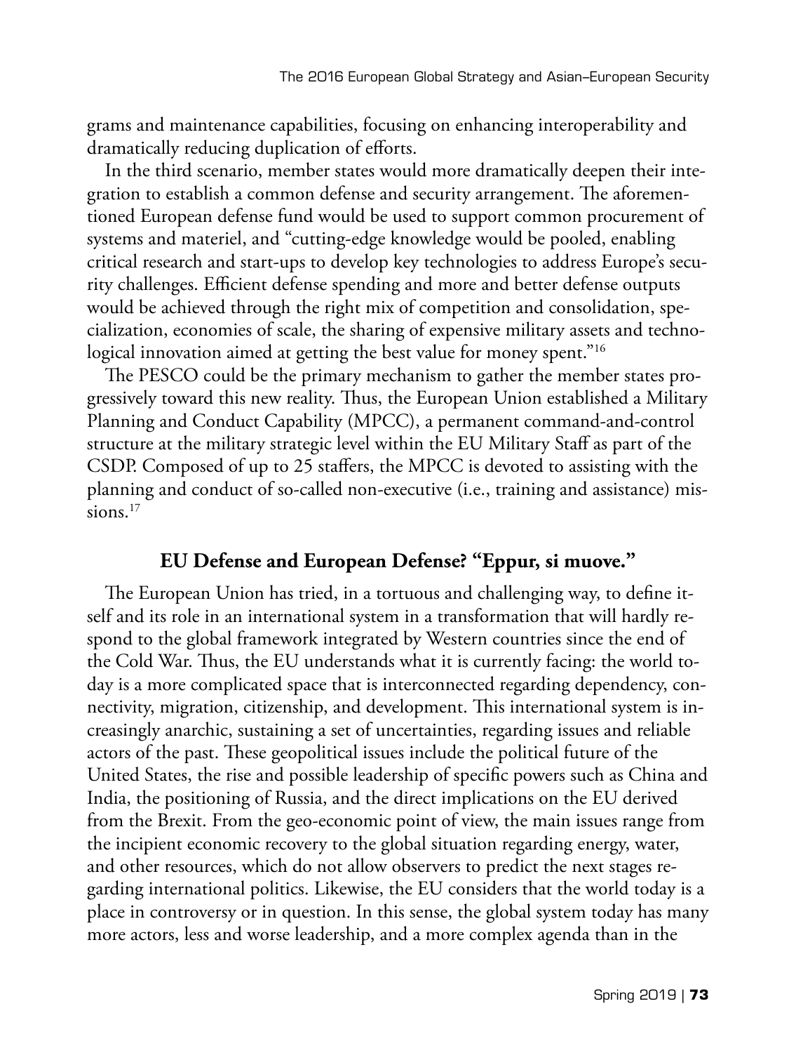grams and maintenance capabilities, focusing on enhancing interoperability and dramatically reducing duplication of efforts.

In the third scenario, member states would more dramatically deepen their integration to establish a common defense and security arrangement. The aforementioned European defense fund would be used to support common procurement of systems and materiel, and "cutting-edge knowledge would be pooled, enabling critical research and start-ups to develop key technologies to address Europe's security challenges. Efficient defense spending and more and better defense outputs would be achieved through the right mix of competition and consolidation, specialization, economies of scale, the sharing of expensive military assets and technological innovation aimed at getting the best value for money spent."[16]

The PESCO could be the primary mechanism to gather the member states progressively toward this new reality. Thus, the European Union established a Military Planning and Conduct Capability (MPCC), a permanent command-and-control structure at the military strategic level within the EU Military Staff as part of the CSDP. Composed of up to 25 staffers, the MPCC is devoted to assisting with the planning and conduct of so-called non-executive (i.e., training and assistance) missions.[17]

## EU Defense and European Defense? "Eppur, si muove."

The European Union has tried, in a tortuous and challenging way, to define itself and its role in an international system in a transformation that will hardly respond to the global framework integrated by Western countries since the end of the Cold War. Thus, the EU understands what it is currently facing: the world today is a more complicated space that is interconnected regarding dependency, connectivity, migration, citizenship, and development. This international system is increasingly anarchic, sustaining a set of uncertainties, regarding issues and reliable actors of the past. These geopolitical issues include the political future of the United States, the rise and possible leadership of specific powers such as China and India, the positioning of Russia, and the direct implications on the EU derived from the Brexit. From the geo-economic point of view, the main issues range from the incipient economic recovery to the global situation regarding energy, water, and other resources, which do not allow observers to predict the next stages regarding international politics. Likewise, the EU considers that the world today is a place in controversy or in question. In this sense, the global system today has many more actors, less and worse leadership, and a more complex agenda than in the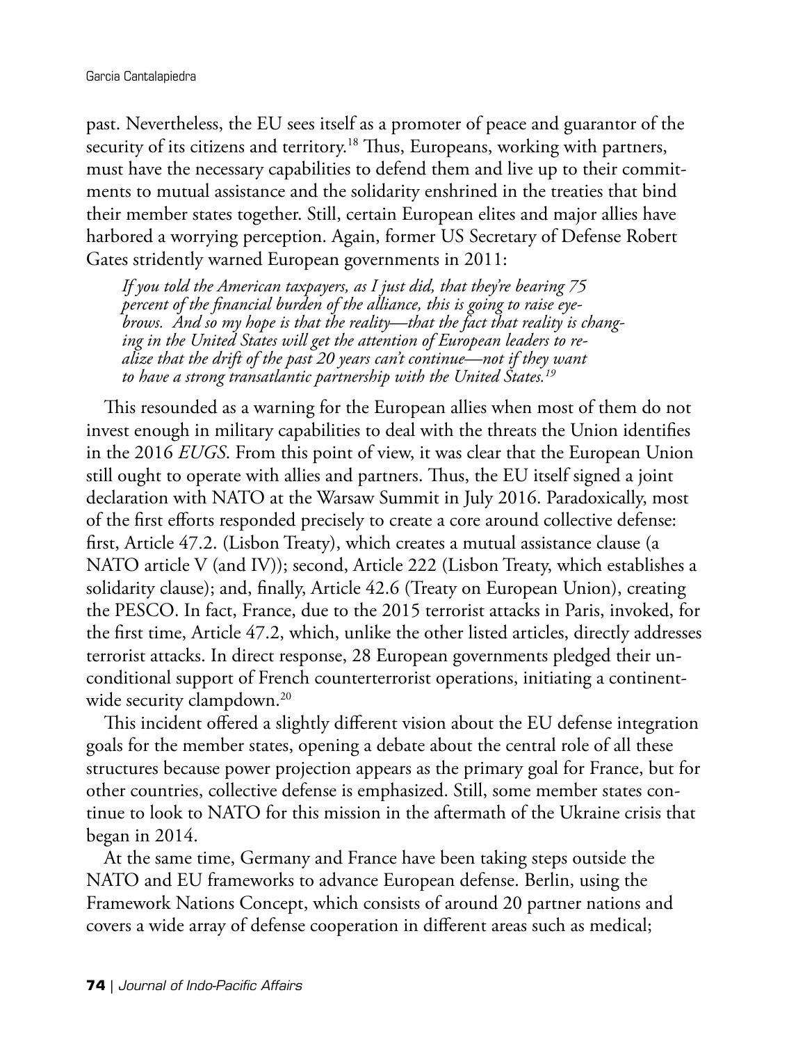past. Nevertheless, the EU sees itself as a promoter of peace and guarantor of the security of its citizens and territory.[18] Thus, Europeans, working with partners, must have the necessary capabilities to defend them and live up to their commitments to mutual assistance and the solidarity enshrined in the treaties that bind their member states together. Still, certain European elites and major allies have harbored a worrying perception. Again, former US Secretary of Defense Robert Gates stridently warned European governments in 2011:

> *If you told the American taxpayers, as I just did, that they're bearing 75 percent of the financial burden of the alliance, this is going to raise eyebrows. And so my hope is that the reality—that the fact that reality is changing in the United States will get the attention of European leaders to realize that the drift of the past 20 years can't continue—not if they want to have a strong transatlantic partnership with the United States.*[19]

This resounded as a warning for the European allies when most of them do not invest enough in military capabilities to deal with the threats the Union identifies in the 2016 *EUGS*. From this point of view, it was clear that the European Union still ought to operate with allies and partners. Thus, the EU itself signed a joint declaration with NATO at the Warsaw Summit in July 2016. Paradoxically, most of the first efforts responded precisely to create a core around collective defense: first, Article 47.2. (Lisbon Treaty), which creates a mutual assistance clause (a NATO article V (and IV)); second, Article 222 (Lisbon Treaty, which establishes a solidarity clause); and, finally, Article 42.6 (Treaty on European Union), creating the PESCO. In fact, France, due to the 2015 terrorist attacks in Paris, invoked, for the first time, Article 47.2, which, unlike the other listed articles, directly addresses terrorist attacks. In direct response, 28 European governments pledged their unconditional support of French counterterrorist operations, initiating a continent-wide security clampdown.[20]

This incident offered a slightly different vision about the EU defense integration goals for the member states, opening a debate about the central role of all these structures because power projection appears as the primary goal for France, but for other countries, collective defense is emphasized. Still, some member states continue to look to NATO for this mission in the aftermath of the Ukraine crisis that began in 2014.

At the same time, Germany and France have been taking steps outside the NATO and EU frameworks to advance European defense. Berlin, using the Framework Nations Concept, which consists of around 20 partner nations and covers a wide array of defense cooperation in different areas such as medical;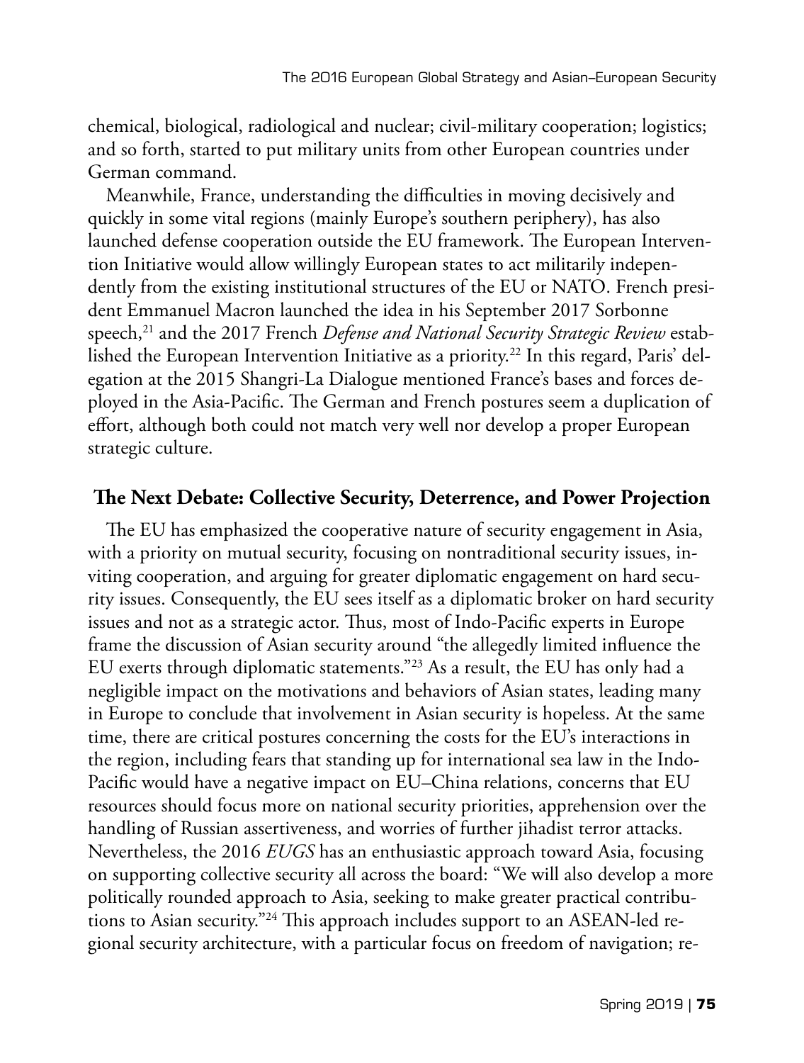chemical, biological, radiological and nuclear; civil-military cooperation; logistics; and so forth, started to put military units from other European countries under German command.

Meanwhile, France, understanding the difficulties in moving decisively and quickly in some vital regions (mainly Europe's southern periphery), has also launched defense cooperation outside the EU framework. The European Intervention Initiative would allow willingly European states to act militarily independently from the existing institutional structures of the EU or NATO. French president Emmanuel Macron launched the idea in his September 2017 Sorbonne speech,[21] and the 2017 French *Defense and National Security Strategic Review* established the European Intervention Initiative as a priority.[22] In this regard, Paris' delegation at the 2015 Shangri-La Dialogue mentioned France's bases and forces deployed in the Asia-Pacific. The German and French postures seem a duplication of effort, although both could not match very well nor develop a proper European strategic culture.

## The Next Debate: Collective Security, Deterrence, and Power Projection

The EU has emphasized the cooperative nature of security engagement in Asia, with a priority on mutual security, focusing on nontraditional security issues, inviting cooperation, and arguing for greater diplomatic engagement on hard security issues. Consequently, the EU sees itself as a diplomatic broker on hard security issues and not as a strategic actor. Thus, most of Indo-Pacific experts in Europe frame the discussion of Asian security around "the allegedly limited influence the EU exerts through diplomatic statements."[23] As a result, the EU has only had a negligible impact on the motivations and behaviors of Asian states, leading many in Europe to conclude that involvement in Asian security is hopeless. At the same time, there are critical postures concerning the costs for the EU's interactions in the region, including fears that standing up for international sea law in the Indo-Pacific would have a negative impact on EU–China relations, concerns that EU resources should focus more on national security priorities, apprehension over the handling of Russian assertiveness, and worries of further jihadist terror attacks. Nevertheless, the 2016 *EUGS* has an enthusiastic approach toward Asia, focusing on supporting collective security all across the board: "We will also develop a more politically rounded approach to Asia, seeking to make greater practical contributions to Asian security."[24] This approach includes support to an ASEAN-led regional security architecture, with a particular focus on freedom of navigation; re-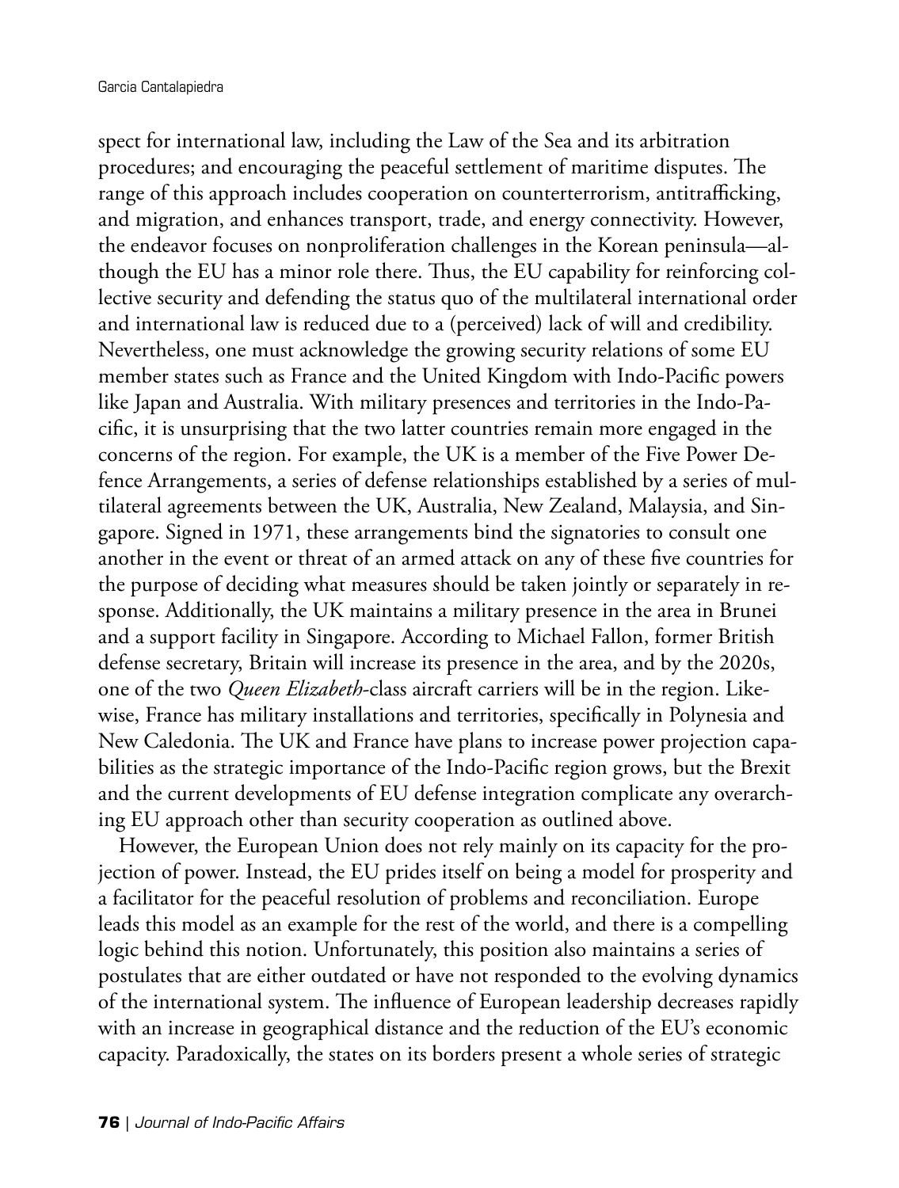spect for international law, including the Law of the Sea and its arbitration procedures; and encouraging the peaceful settlement of maritime disputes. The range of this approach includes cooperation on counterterrorism, antitrafficking, and migration, and enhances transport, trade, and energy connectivity. However, the endeavor focuses on nonproliferation challenges in the Korean peninsula—although the EU has a minor role there. Thus, the EU capability for reinforcing collective security and defending the status quo of the multilateral international order and international law is reduced due to a (perceived) lack of will and credibility. Nevertheless, one must acknowledge the growing security relations of some EU member states such as France and the United Kingdom with Indo-Pacific powers like Japan and Australia. With military presences and territories in the Indo-Pacific, it is unsurprising that the two latter countries remain more engaged in the concerns of the region. For example, the UK is a member of the Five Power Defence Arrangements, a series of defense relationships established by a series of multilateral agreements between the UK, Australia, New Zealand, Malaysia, and Singapore. Signed in 1971, these arrangements bind the signatories to consult one another in the event or threat of an armed attack on any of these five countries for the purpose of deciding what measures should be taken jointly or separately in response. Additionally, the UK maintains a military presence in the area in Brunei and a support facility in Singapore. According to Michael Fallon, former British defense secretary, Britain will increase its presence in the area, and by the 2020s, one of the two *Queen Elizabeth*-class aircraft carriers will be in the region. Likewise, France has military installations and territories, specifically in Polynesia and New Caledonia. The UK and France have plans to increase power projection capabilities as the strategic importance of the Indo-Pacific region grows, but the Brexit and the current developments of EU defense integration complicate any overarching EU approach other than security cooperation as outlined above.

However, the European Union does not rely mainly on its capacity for the projection of power. Instead, the EU prides itself on being a model for prosperity and a facilitator for the peaceful resolution of problems and reconciliation. Europe leads this model as an example for the rest of the world, and there is a compelling logic behind this notion. Unfortunately, this position also maintains a series of postulates that are either outdated or have not responded to the evolving dynamics of the international system. The influence of European leadership decreases rapidly with an increase in geographical distance and the reduction of the EU's economic capacity. Paradoxically, the states on its borders present a whole series of strategic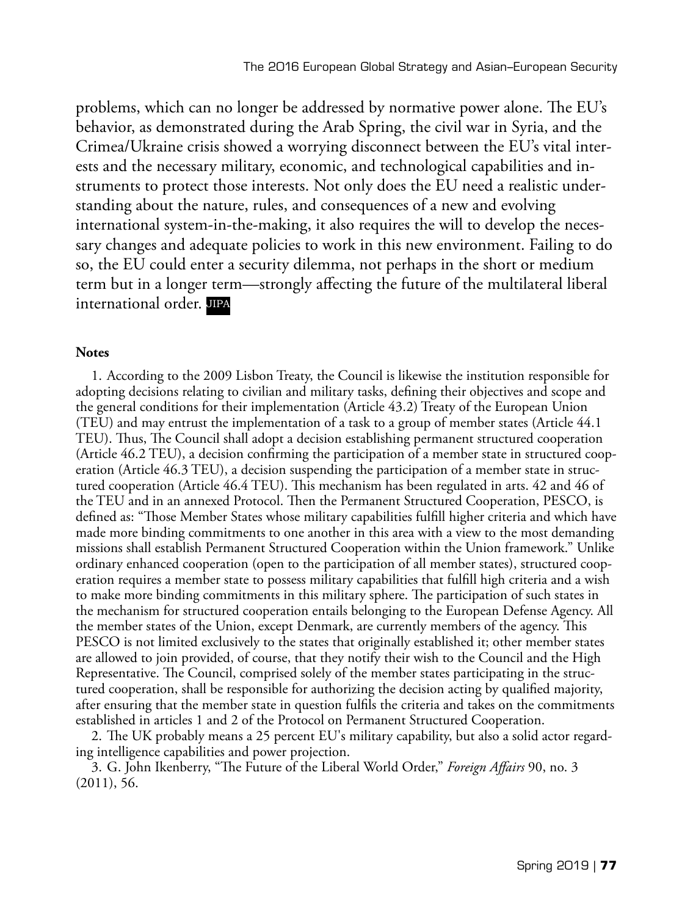problems, which can no longer be addressed by normative power alone. The EU's behavior, as demonstrated during the Arab Spring, the civil war in Syria, and the Crimea/Ukraine crisis showed a worrying disconnect between the EU's vital interests and the necessary military, economic, and technological capabilities and instruments to protect those interests. Not only does the EU need a realistic understanding about the nature, rules, and consequences of a new and evolving international system-in-the-making, it also requires the will to develop the necessary changes and adequate policies to work in this new environment. Failing to do so, the EU could enter a security dilemma, not perhaps in the short or medium term but in a longer term—strongly affecting the future of the multilateral liberal international order. JIPA

**Notes**

1. According to the 2009 Lisbon Treaty, the Council is likewise the institution responsible for adopting decisions relating to civilian and military tasks, defining their objectives and scope and the general conditions for their implementation (Article 43.2) Treaty of the European Union (TEU) and may entrust the implementation of a task to a group of member states (Article 44.1 TEU). Thus, The Council shall adopt a decision establishing permanent structured cooperation (Article 46.2 TEU), a decision confirming the participation of a member state in structured cooperation (Article 46.3 TEU), a decision suspending the participation of a member state in structured cooperation (Article 46.4 TEU). This mechanism has been regulated in arts. 42 and 46 of the TEU and in an annexed Protocol. Then the Permanent Structured Cooperation, PESCO, is defined as: "Those Member States whose military capabilities fulfill higher criteria and which have made more binding commitments to one another in this area with a view to the most demanding missions shall establish Permanent Structured Cooperation within the Union framework." Unlike ordinary enhanced cooperation (open to the participation of all member states), structured cooperation requires a member state to possess military capabilities that fulfill high criteria and a wish to make more binding commitments in this military sphere. The participation of such states in the mechanism for structured cooperation entails belonging to the European Defense Agency. All the member states of the Union, except Denmark, are currently members of the agency. This PESCO is not limited exclusively to the states that originally established it; other member states are allowed to join provided, of course, that they notify their wish to the Council and the High Representative. The Council, comprised solely of the member states participating in the structured cooperation, shall be responsible for authorizing the decision acting by qualified majority, after ensuring that the member state in question fulfils the criteria and takes on the commitments established in articles 1 and 2 of the Protocol on Permanent Structured Cooperation.

2. The UK probably means a 25 percent EU's military capability, but also a solid actor regarding intelligence capabilities and power projection.

3. G. John Ikenberry, "The Future of the Liberal World Order," *Foreign Affairs* 90, no. 3 (2011), 56.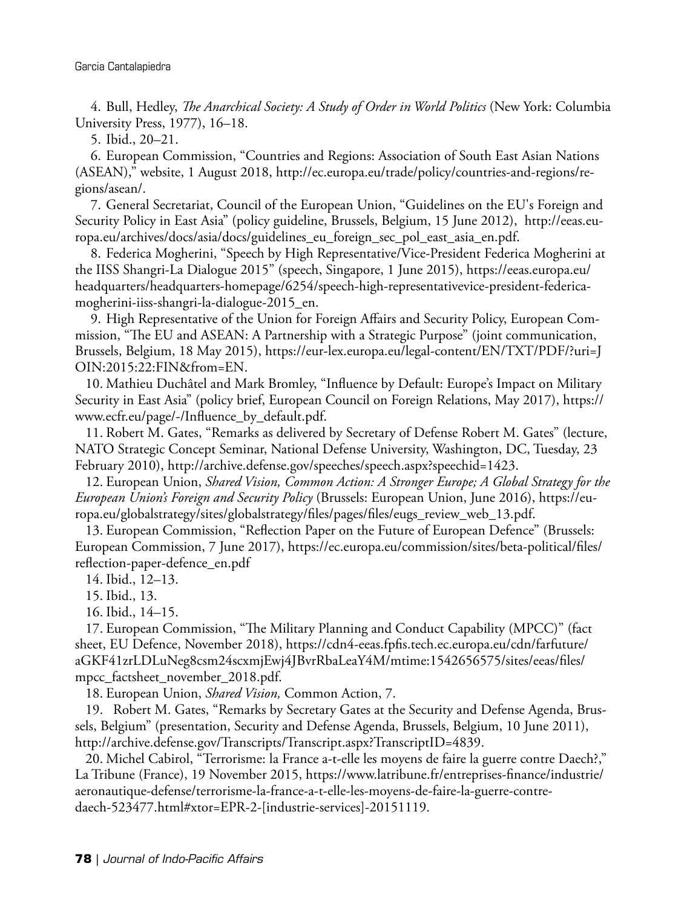4. Bull, Hedley, *The Anarchical Society: A Study of Order in World Politics* (New York: Columbia University Press, 1977), 16–18.

5. Ibid., 20–21.

6. European Commission, "Countries and Regions: Association of South East Asian Nations (ASEAN)," website, 1 August 2018, http://ec.europa.eu/trade/policy/countries-and-regions/regions/asean/.

7. General Secretariat, Council of the European Union, "Guidelines on the EU's Foreign and Security Policy in East Asia" (policy guideline, Brussels, Belgium, 15 June 2012), http://eeas.europa.eu/archives/docs/asia/docs/guidelines_eu_foreign_sec_pol_east_asia_en.pdf.

8. Federica Mogherini, "Speech by High Representative/Vice-President Federica Mogherini at the IISS Shangri-La Dialogue 2015" (speech, Singapore, 1 June 2015), https://eeas.europa.eu/headquarters/headquarters-homepage/6254/speech-high-representativevice-president-federica-mogherini-iiss-shangri-la-dialogue-2015_en.

9. High Representative of the Union for Foreign Affairs and Security Policy, European Commission, "The EU and ASEAN: A Partnership with a Strategic Purpose" (joint communication, Brussels, Belgium, 18 May 2015), https://eur-lex.europa.eu/legal-content/EN/TXT/PDF/?uri=JOIN:2015:22:FIN&from=EN.

10. Mathieu Duchâtel and Mark Bromley, "Influence by Default: Europe's Impact on Military Security in East Asia" (policy brief, European Council on Foreign Relations, May 2017), https://www.ecfr.eu/page/-/Influence_by_default.pdf.

11. Robert M. Gates, "Remarks as delivered by Secretary of Defense Robert M. Gates" (lecture, NATO Strategic Concept Seminar, National Defense University, Washington, DC, Tuesday, 23 February 2010), http://archive.defense.gov/speeches/speech.aspx?speechid=1423.

12. European Union, *Shared Vision, Common Action: A Stronger Europe; A Global Strategy for the European Union's Foreign and Security Policy* (Brussels: European Union, June 2016), https://europa.eu/globalstrategy/sites/globalstrategy/files/pages/files/eugs_review_web_13.pdf.

13. European Commission, "Reflection Paper on the Future of European Defence" (Brussels: European Commission, 7 June 2017), https://ec.europa.eu/commission/sites/beta-political/files/reflection-paper-defence_en.pdf

14. Ibid., 12–13.

15. Ibid., 13.

16. Ibid., 14–15.

17. European Commission, "The Military Planning and Conduct Capability (MPCC)" (fact sheet, EU Defence, November 2018), https://cdn4-eeas.fpfis.tech.ec.europa.eu/cdn/farfuture/aGKF41zrLDLuNeg8csm24scxmjEwj4JBvrRbaLeaY4M/mtime:1542656575/sites/eeas/files/mpcc_factsheet_november_2018.pdf.

18. European Union, *Shared Vision,* Common Action, 7.

19. Robert M. Gates, "Remarks by Secretary Gates at the Security and Defense Agenda, Brussels, Belgium" (presentation, Security and Defense Agenda, Brussels, Belgium, 10 June 2011), http://archive.defense.gov/Transcripts/Transcript.aspx?TranscriptID=4839.

20. Michel Cabirol, "Terrorisme: la France a-t-elle les moyens de faire la guerre contre Daech?," La Tribune (France), 19 November 2015, https://www.latribune.fr/entreprises-finance/industrie/aeronautique-defense/terrorisme-la-france-a-t-elle-les-moyens-de-faire-la-guerre-contre-daech-523477.html#xtor=EPR-2-[industrie-services]-20151119.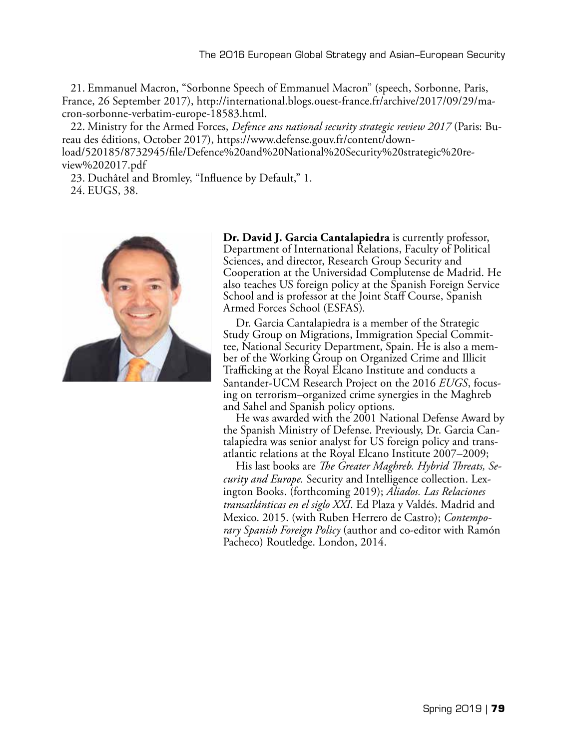21. Emmanuel Macron, "Sorbonne Speech of Emmanuel Macron" (speech, Sorbonne, Paris, France, 26 September 2017), http://international.blogs.ouest-france.fr/archive/2017/09/29/macron-sorbonne-verbatim-europe-18583.html.

22. Ministry for the Armed Forces, *Defence ans national security strategic review 2017* (Paris: Bureau des éditions, October 2017), https://www.defense.gouv.fr/content/download/520185/8732945/file/Defence%20and%20National%20Security%20strategic%20review%202017.pdf

23. Duchâtel and Bromley, "Influence by Default," 1.

24. EUGS, 38.

**Dr. David J. Garcia Cantalapiedra** is currently professor, Department of International Relations, Faculty of Political Sciences, and director, Research Group Security and Cooperation at the Universidad Complutense de Madrid. He also teaches US foreign policy at the Spanish Foreign Service School and is professor at the Joint Staff Course, Spanish Armed Forces School (ESFAS).

Dr. Garcia Cantalapiedra is a member of the Strategic Study Group on Migrations, Immigration Special Committee, National Security Department, Spain. He is also a member of the Working Group on Organized Crime and Illicit Trafficking at the Royal Elcano Institute and conducts a Santander-UCM Research Project on the 2016 *EUGS*, focusing on terrorism–organized crime synergies in the Maghreb and Sahel and Spanish policy options.

He was awarded with the 2001 National Defense Award by the Spanish Ministry of Defense. Previously, Dr. Garcia Cantalapiedra was senior analyst for US foreign policy and transatlantic relations at the Royal Elcano Institute 2007–2009;

His last books are *The Greater Maghreb. Hybrid Threats, Security and Europe.* Security and Intelligence collection. Lexington Books. (forthcoming 2019); *Aliados. Las Relaciones transatlánticas en el siglo XXI*. Ed Plaza y Valdés. Madrid and Mexico. 2015. (with Ruben Herrero de Castro); *Contemporary Spanish Foreign Policy* (author and co-editor with Ramón Pacheco) Routledge. London, 2014.